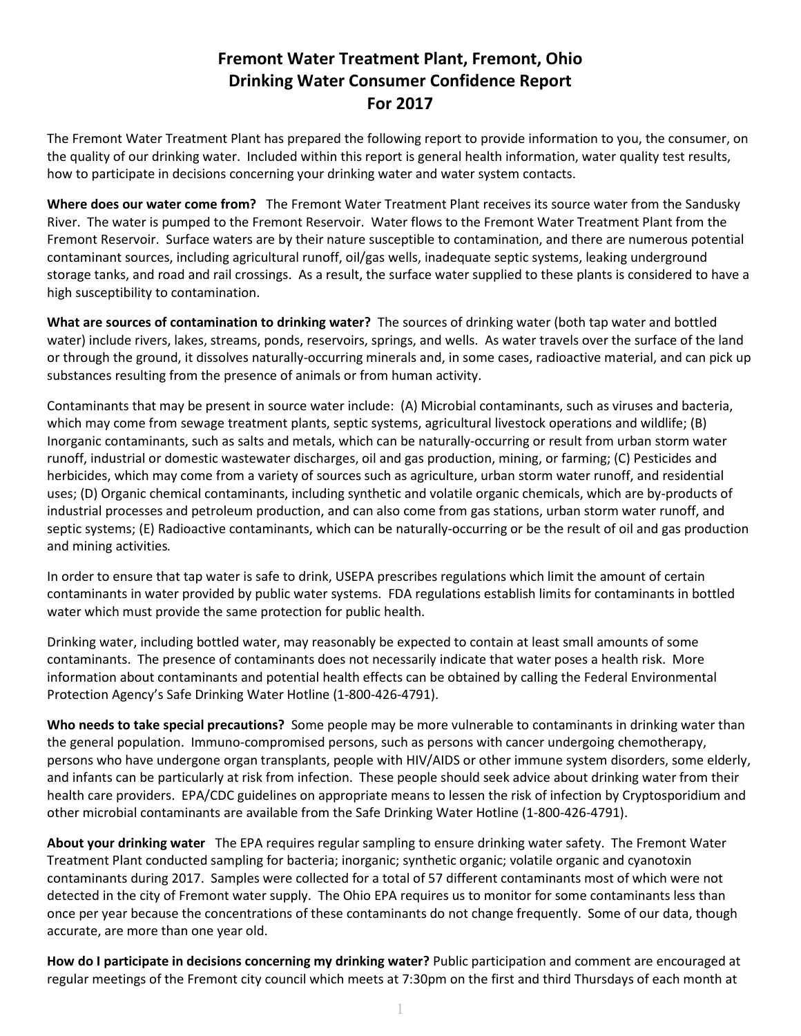# Fremont Water Treatment Plant, Fremont, Ohio
# Drinking Water Consumer Confidence Report
# For 2017

The Fremont Water Treatment Plant has prepared the following report to provide information to you, the consumer, on the quality of our drinking water. Included within this report is general health information, water quality test results, how to participate in decisions concerning your drinking water and water system contacts.

**Where does our water come from?** The Fremont Water Treatment Plant receives its source water from the Sandusky River. The water is pumped to the Fremont Reservoir. Water flows to the Fremont Water Treatment Plant from the Fremont Reservoir. Surface waters are by their nature susceptible to contamination, and there are numerous potential contaminant sources, including agricultural runoff, oil/gas wells, inadequate septic systems, leaking underground storage tanks, and road and rail crossings. As a result, the surface water supplied to these plants is considered to have a high susceptibility to contamination.

**What are sources of contamination to drinking water?** The sources of drinking water (both tap water and bottled water) include rivers, lakes, streams, ponds, reservoirs, springs, and wells. As water travels over the surface of the land or through the ground, it dissolves naturally-occurring minerals and, in some cases, radioactive material, and can pick up substances resulting from the presence of animals or from human activity.

Contaminants that may be present in source water include: (A) Microbial contaminants, such as viruses and bacteria, which may come from sewage treatment plants, septic systems, agricultural livestock operations and wildlife; (B) Inorganic contaminants, such as salts and metals, which can be naturally-occurring or result from urban storm water runoff, industrial or domestic wastewater discharges, oil and gas production, mining, or farming; (C) Pesticides and herbicides, which may come from a variety of sources such as agriculture, urban storm water runoff, and residential uses; (D) Organic chemical contaminants, including synthetic and volatile organic chemicals, which are by-products of industrial processes and petroleum production, and can also come from gas stations, urban storm water runoff, and septic systems; (E) Radioactive contaminants, which can be naturally-occurring or be the result of oil and gas production and mining activities.

In order to ensure that tap water is safe to drink, USEPA prescribes regulations which limit the amount of certain contaminants in water provided by public water systems. FDA regulations establish limits for contaminants in bottled water which must provide the same protection for public health.

Drinking water, including bottled water, may reasonably be expected to contain at least small amounts of some contaminants. The presence of contaminants does not necessarily indicate that water poses a health risk. More information about contaminants and potential health effects can be obtained by calling the Federal Environmental Protection Agency's Safe Drinking Water Hotline (1-800-426-4791).

**Who needs to take special precautions?** Some people may be more vulnerable to contaminants in drinking water than the general population. Immuno-compromised persons, such as persons with cancer undergoing chemotherapy, persons who have undergone organ transplants, people with HIV/AIDS or other immune system disorders, some elderly, and infants can be particularly at risk from infection. These people should seek advice about drinking water from their health care providers. EPA/CDC guidelines on appropriate means to lessen the risk of infection by Cryptosporidium and other microbial contaminants are available from the Safe Drinking Water Hotline (1-800-426-4791).

**About your drinking water** The EPA requires regular sampling to ensure drinking water safety. The Fremont Water Treatment Plant conducted sampling for bacteria; inorganic; synthetic organic; volatile organic and cyanotoxin contaminants during 2017. Samples were collected for a total of 57 different contaminants most of which were not detected in the city of Fremont water supply. The Ohio EPA requires us to monitor for some contaminants less than once per year because the concentrations of these contaminants do not change frequently. Some of our data, though accurate, are more than one year old.

**How do I participate in decisions concerning my drinking water?** Public participation and comment are encouraged at regular meetings of the Fremont city council which meets at 7:30pm on the first and third Thursdays of each month at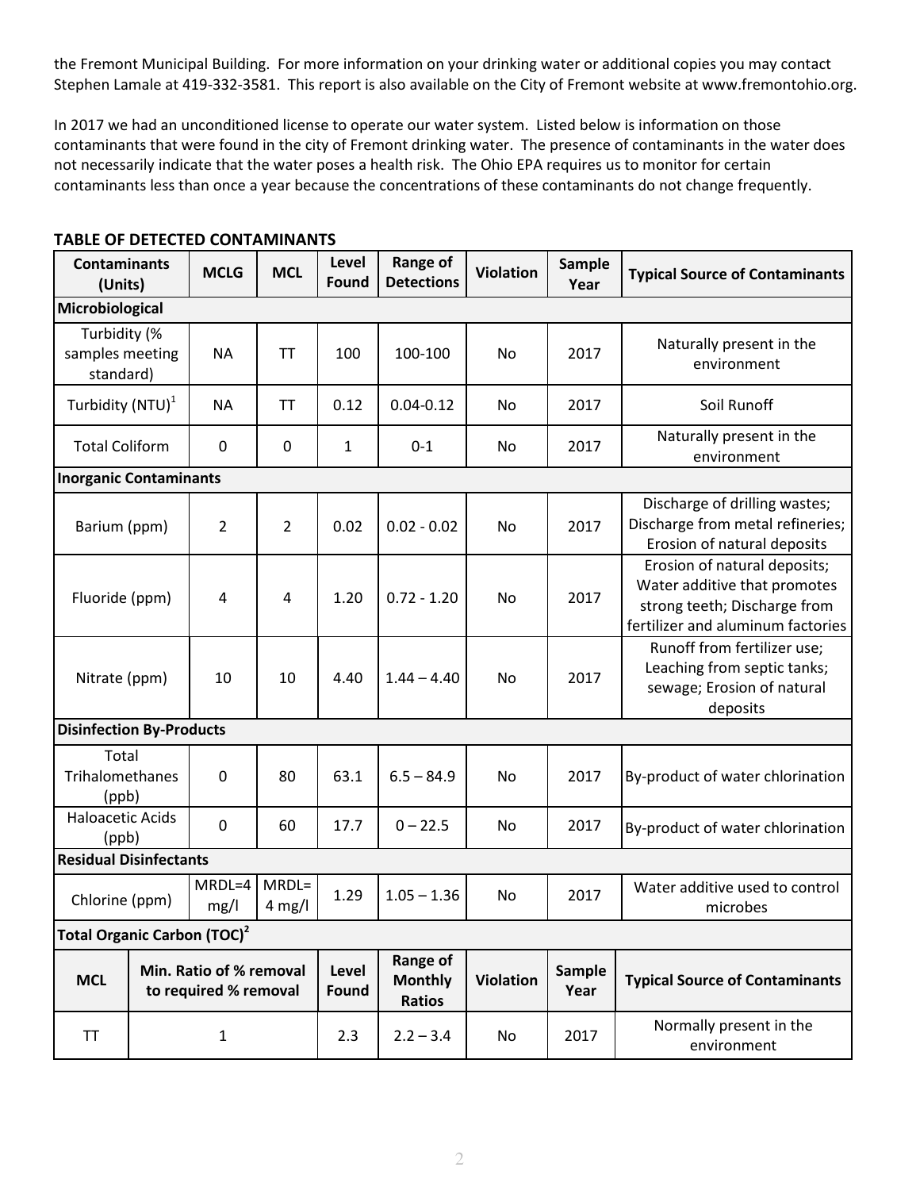the Fremont Municipal Building. For more information on your drinking water or additional copies you may contact Stephen Lamale at 419-332-3581. This report is also available on the City of Fremont website at www.fremontohio.org.

In 2017 we had an unconditioned license to operate our water system. Listed below is information on those contaminants that were found in the city of Fremont drinking water. The presence of contaminants in the water does not necessarily indicate that the water poses a health risk. The Ohio EPA requires us to monitor for certain contaminants less than once a year because the concentrations of these contaminants do not change frequently.

**TABLE OF DETECTED CONTAMINANTS**

| Contaminants (Units) | MCLG | MCL | Level Found | Range of Detections | Violation | Sample Year | Typical Source of Contaminants |
|---|---|---|---|---|---|---|---|
| **Microbiological** | | | | | | | |
| Turbidity (% samples meeting standard) | NA | TT | 100 | 100-100 | No | 2017 | Naturally present in the environment |
| Turbidity (NTU)[1] | NA | TT | 0.12 | 0.04-0.12 | No | 2017 | Soil Runoff |
| Total Coliform | 0 | 0 | 1 | 0-1 | No | 2017 | Naturally present in the environment |
| **Inorganic Contaminants** | | | | | | | |
| Barium (ppm) | 2 | 2 | 0.02 | 0.02 - 0.02 | No | 2017 | Discharge of drilling wastes; Discharge from metal refineries; Erosion of natural deposits |
| Fluoride (ppm) | 4 | 4 | 1.20 | 0.72 - 1.20 | No | 2017 | Erosion of natural deposits; Water additive that promotes strong teeth; Discharge from fertilizer and aluminum factories |
| Nitrate (ppm) | 10 | 10 | 4.40 | 1.44 – 4.40 | No | 2017 | Runoff from fertilizer use; Leaching from septic tanks; sewage; Erosion of natural deposits |
| **Disinfection By-Products** | | | | | | | |
| Total Trihalomethanes (ppb) | 0 | 80 | 63.1 | 6.5 – 84.9 | No | 2017 | By-product of water chlorination |
| Haloacetic Acids (ppb) | 0 | 60 | 17.7 | 0 – 22.5 | No | 2017 | By-product of water chlorination |
| **Residual Disinfectants** | | | | | | | |
| Chlorine (ppm) | MRDL=4 mg/l | MRDL= 4 mg/l | 1.29 | 1.05 – 1.36 | No | 2017 | Water additive used to control microbes |

**Total Organic Carbon (TOC)[2]**

| MCL | Min. Ratio of % removal to required % removal | Level Found | Range of Monthly Ratios | Violation | Sample Year | Typical Source of Contaminants |
|---|---|---|---|---|---|---|
| TT | 1 | 2.3 | 2.2 – 3.4 | No | 2017 | Normally present in the environment |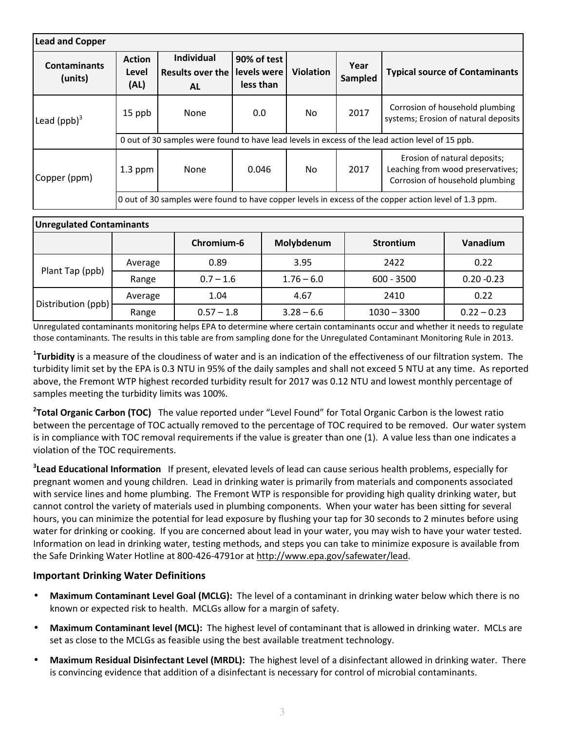| Lead and Copper | | | | | | |
|---|---|---|---|---|---|---|
| **Contaminants (units)** | **Action Level (AL)** | **Individual Results over the AL** | **90% of test levels were less than** | **Violation** | **Year Sampled** | **Typical source of Contaminants** |
| Lead (ppb)[3] | 15 ppb | None | 0.0 | No | 2017 | Corrosion of household plumbing systems; Erosion of natural deposits |
| | 0 out of 30 samples were found to have lead levels in excess of the lead action level of 15 ppb. | | | | | |
| Copper (ppm) | 1.3 ppm | None | 0.046 | No | 2017 | Erosion of natural deposits; Leaching from wood preservatives; Corrosion of household plumbing |
| | 0 out of 30 samples were found to have copper levels in excess of the copper action level of 1.3 ppm. | | | | | |

| Unregulated Contaminants | | | | | |
|---|---|---|---|---|---|
| | | **Chromium-6** | **Molybdenum** | **Strontium** | **Vanadium** |
| Plant Tap (ppb) | Average | 0.89 | 3.95 | 2422 | 0.22 |
| | Range | 0.7 – 1.6 | 1.76 – 6.0 | 600 - 3500 | 0.20 -0.23 |
| Distribution (ppb) | Average | 1.04 | 4.67 | 2410 | 0.22 |
| | Range | 0.57 – 1.8 | 3.28 – 6.6 | 1030 – 3300 | 0.22 – 0.23 |

Unregulated contaminants monitoring helps EPA to determine where certain contaminants occur and whether it needs to regulate those contaminants. The results in this table are from sampling done for the Unregulated Contaminant Monitoring Rule in 2013.

[1]**Turbidity** is a measure of the cloudiness of water and is an indication of the effectiveness of our filtration system. The turbidity limit set by the EPA is 0.3 NTU in 95% of the daily samples and shall not exceed 5 NTU at any time. As reported above, the Fremont WTP highest recorded turbidity result for 2017 was 0.12 NTU and lowest monthly percentage of samples meeting the turbidity limits was 100%.

[2]**Total Organic Carbon (TOC)** The value reported under "Level Found" for Total Organic Carbon is the lowest ratio between the percentage of TOC actually removed to the percentage of TOC required to be removed. Our water system is in compliance with TOC removal requirements if the value is greater than one (1). A value less than one indicates a violation of the TOC requirements.

[3]**Lead Educational Information** If present, elevated levels of lead can cause serious health problems, especially for pregnant women and young children. Lead in drinking water is primarily from materials and components associated with service lines and home plumbing. The Fremont WTP is responsible for providing high quality drinking water, but cannot control the variety of materials used in plumbing components. When your water has been sitting for several hours, you can minimize the potential for lead exposure by flushing your tap for 30 seconds to 2 minutes before using water for drinking or cooking. If you are concerned about lead in your water, you may wish to have your water tested. Information on lead in drinking water, testing methods, and steps you can take to minimize exposure is available from the Safe Drinking Water Hotline at 800-426-4791or at http://www.epa.gov/safewater/lead.

### Important Drinking Water Definitions

- **Maximum Contaminant Level Goal (MCLG):** The level of a contaminant in drinking water below which there is no known or expected risk to health. MCLGs allow for a margin of safety.
- **Maximum Contaminant level (MCL):** The highest level of contaminant that is allowed in drinking water. MCLs are set as close to the MCLGs as feasible using the best available treatment technology.
- **Maximum Residual Disinfectant Level (MRDL):** The highest level of a disinfectant allowed in drinking water. There is convincing evidence that addition of a disinfectant is necessary for control of microbial contaminants.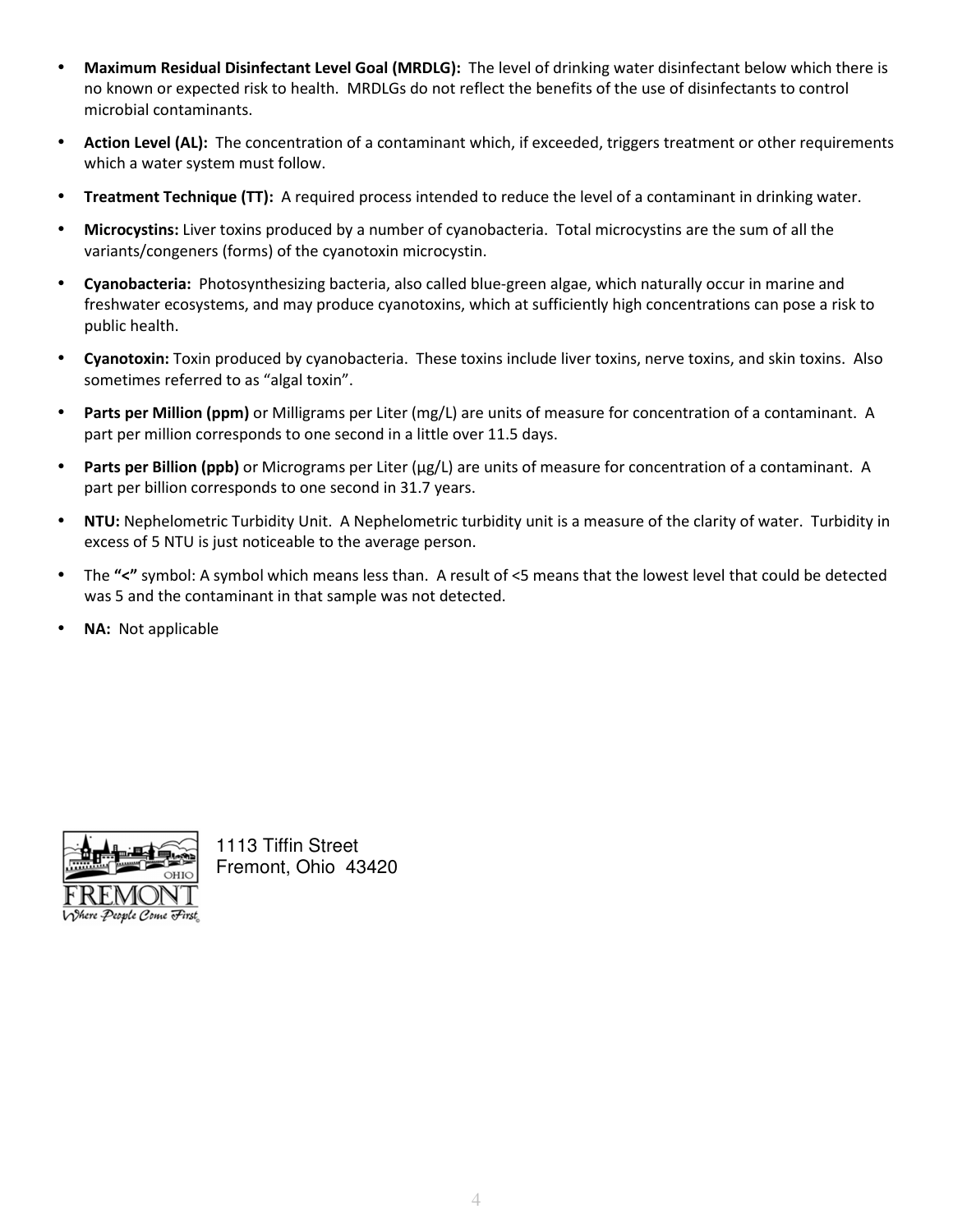- **Maximum Residual Disinfectant Level Goal (MRDLG):** The level of drinking water disinfectant below which there is no known or expected risk to health. MRDLGs do not reflect the benefits of the use of disinfectants to control microbial contaminants.
- **Action Level (AL):** The concentration of a contaminant which, if exceeded, triggers treatment or other requirements which a water system must follow.
- **Treatment Technique (TT):** A required process intended to reduce the level of a contaminant in drinking water.
- **Microcystins:** Liver toxins produced by a number of cyanobacteria. Total microcystins are the sum of all the variants/congeners (forms) of the cyanotoxin microcystin.
- **Cyanobacteria:** Photosynthesizing bacteria, also called blue-green algae, which naturally occur in marine and freshwater ecosystems, and may produce cyanotoxins, which at sufficiently high concentrations can pose a risk to public health.
- **Cyanotoxin:** Toxin produced by cyanobacteria. These toxins include liver toxins, nerve toxins, and skin toxins. Also sometimes referred to as "algal toxin".
- **Parts per Million (ppm)** or Milligrams per Liter (mg/L) are units of measure for concentration of a contaminant. A part per million corresponds to one second in a little over 11.5 days.
- **Parts per Billion (ppb)** or Micrograms per Liter (µg/L) are units of measure for concentration of a contaminant. A part per billion corresponds to one second in 31.7 years.
- **NTU:** Nephelometric Turbidity Unit. A Nephelometric turbidity unit is a measure of the clarity of water. Turbidity in excess of 5 NTU is just noticeable to the average person.
- The **"<"** symbol: A symbol which means less than. A result of <5 means that the lowest level that could be detected was 5 and the contaminant in that sample was not detected.
- **NA:** Not applicable

OHIO
FREMONT
Where People Come First

1113 Tiffin Street
Fremont, Ohio 43420